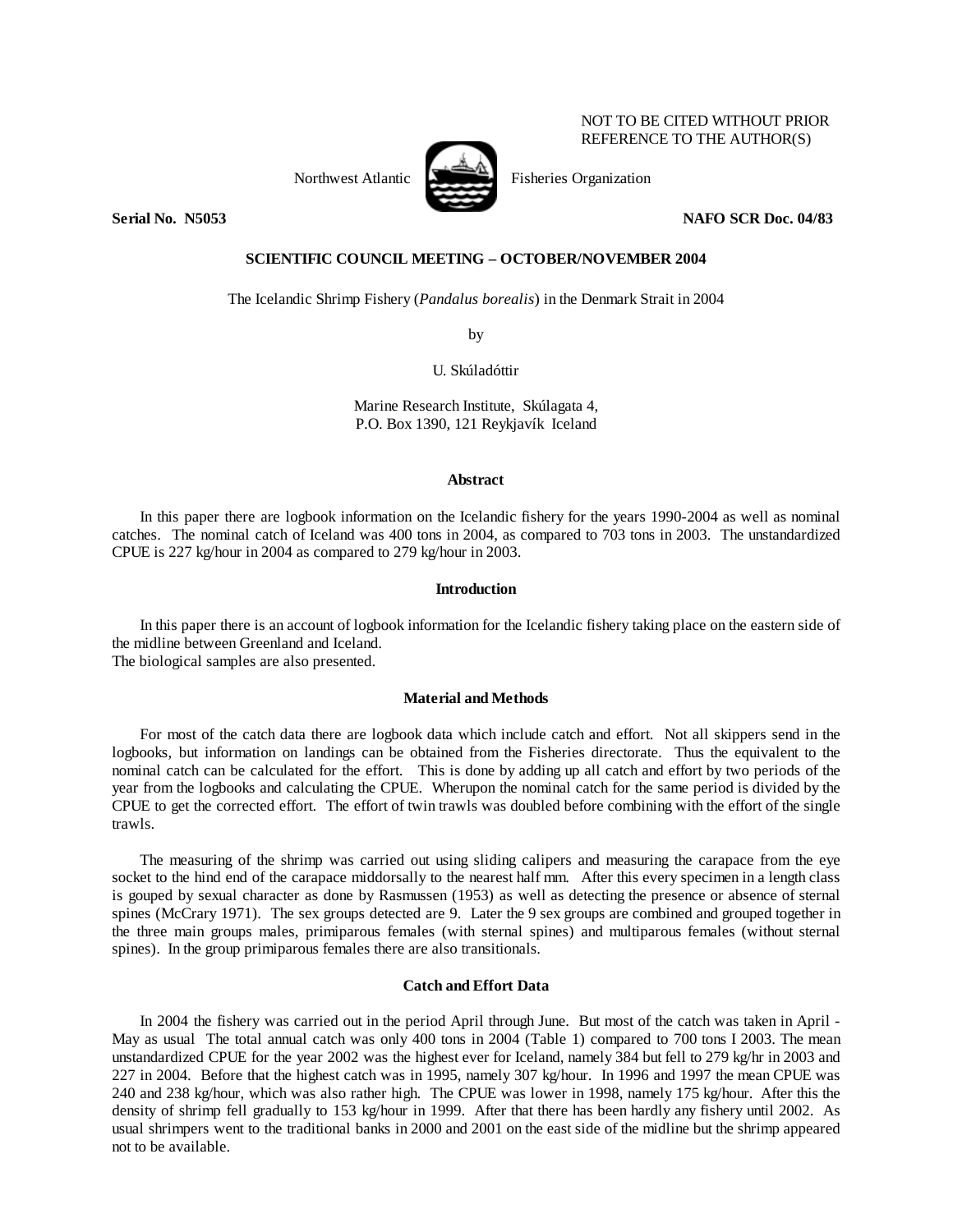NOT TO BE CITED WITHOUT PRIOR REFERENCE TO THE AUTHOR(S)

Northwest Atlantic Fisheries Organization

**Serial No. N5053** **NAFO SCR Doc. 04/83**

**SCIENTIFIC COUNCIL MEETING – OCTOBER/NOVEMBER 2004**

The Icelandic Shrimp Fishery (*Pandalus borealis*) in the Denmark Strait in 2004

by

U. Skúladóttir

Marine Research Institute, Skúlagata 4,
P.O. Box 1390, 121 Reykjavík Iceland

## Abstract

In this paper there are logbook information on the Icelandic fishery for the years 1990-2004 as well as nominal catches. The nominal catch of Iceland was 400 tons in 2004, as compared to 703 tons in 2003. The unstandardized CPUE is 227 kg/hour in 2004 as compared to 279 kg/hour in 2003.

## Introduction

In this paper there is an account of logbook information for the Icelandic fishery taking place on the eastern side of the midline between Greenland and Iceland.
The biological samples are also presented.

## Material and Methods

For most of the catch data there are logbook data which include catch and effort. Not all skippers send in the logbooks, but information on landings can be obtained from the Fisheries directorate. Thus the equivalent to the nominal catch can be calculated for the effort. This is done by adding up all catch and effort by two periods of the year from the logbooks and calculating the CPUE. Wherupon the nominal catch for the same period is divided by the CPUE to get the corrected effort. The effort of twin trawls was doubled before combining with the effort of the single trawls.

The measuring of the shrimp was carried out using sliding calipers and measuring the carapace from the eye socket to the hind end of the carapace middorsally to the nearest half mm. After this every specimen in a length class is gouped by sexual character as done by Rasmussen (1953) as well as detecting the presence or absence of sternal spines (McCrary 1971). The sex groups detected are 9. Later the 9 sex groups are combined and grouped together in the three main groups males, primiparous females (with sternal spines) and multiparous females (without sternal spines). In the group primiparous females there are also transitionals.

## Catch and Effort Data

In 2004 the fishery was carried out in the period April through June. But most of the catch was taken in April - May as usual The total annual catch was only 400 tons in 2004 (Table 1) compared to 700 tons I 2003. The mean unstandardized CPUE for the year 2002 was the highest ever for Iceland, namely 384 but fell to 279 kg/hr in 2003 and 227 in 2004. Before that the highest catch was in 1995, namely 307 kg/hour. In 1996 and 1997 the mean CPUE was 240 and 238 kg/hour, which was also rather high. The CPUE was lower in 1998, namely 175 kg/hour. After this the density of shrimp fell gradually to 153 kg/hour in 1999. After that there has been hardly any fishery until 2002. As usual shrimpers went to the traditional banks in 2000 and 2001 on the east side of the midline but the shrimp appeared not to be available.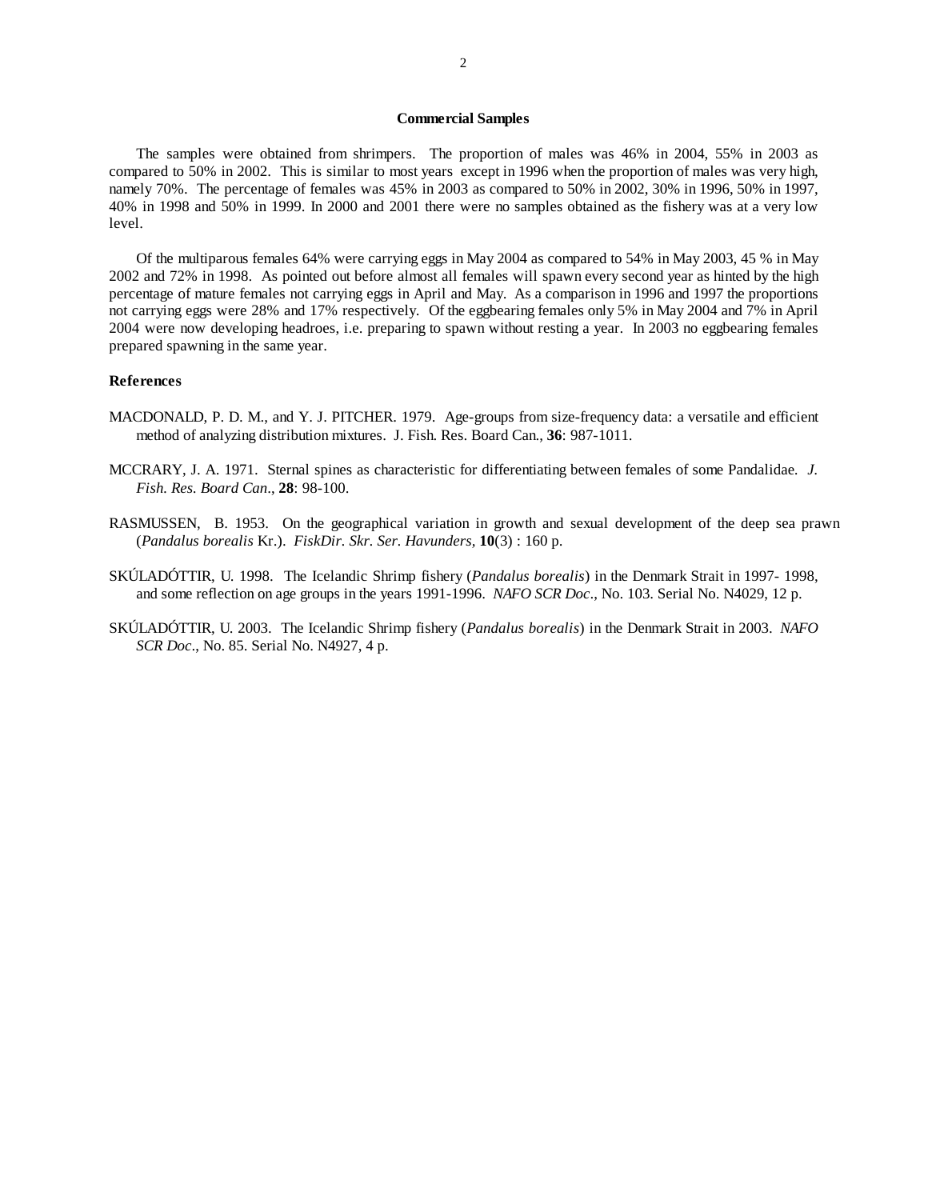### Commercial Samples

The samples were obtained from shrimpers. The proportion of males was 46% in 2004, 55% in 2003 as compared to 50% in 2002. This is similar to most years except in 1996 when the proportion of males was very high, namely 70%. The percentage of females was 45% in 2003 as compared to 50% in 2002, 30% in 1996, 50% in 1997, 40% in 1998 and 50% in 1999. In 2000 and 2001 there were no samples obtained as the fishery was at a very low level.

Of the multiparous females 64% were carrying eggs in May 2004 as compared to 54% in May 2003, 45 % in May 2002 and 72% in 1998. As pointed out before almost all females will spawn every second year as hinted by the high percentage of mature females not carrying eggs in April and May. As a comparison in 1996 and 1997 the proportions not carrying eggs were 28% and 17% respectively. Of the eggbearing females only 5% in May 2004 and 7% in April 2004 were now developing headroes, i.e. preparing to spawn without resting a year. In 2003 no eggbearing females prepared spawning in the same year.

### References

MACDONALD, P. D. M., and Y. J. PITCHER. 1979. Age-groups from size-frequency data: a versatile and efficient method of analyzing distribution mixtures. J. Fish. Res. Board Can., **36**: 987-1011.

MCCRARY, J. A. 1971. Sternal spines as characteristic for differentiating between females of some Pandalidae. *J. Fish. Res. Board Can*., **28**: 98-100.

RASMUSSEN, B. 1953. On the geographical variation in growth and sexual development of the deep sea prawn (*Pandalus borealis* Kr.). *FiskDir. Skr. Ser. Havunders*, **10**(3) : 160 p.

SKÚLADÓTTIR, U. 1998. The Icelandic Shrimp fishery (*Pandalus borealis*) in the Denmark Strait in 1997- 1998, and some reflection on age groups in the years 1991-1996. *NAFO SCR Doc*., No. 103. Serial No. N4029, 12 p.

SKÚLADÓTTIR, U. 2003. The Icelandic Shrimp fishery (*Pandalus borealis*) in the Denmark Strait in 2003. *NAFO SCR Doc*., No. 85. Serial No. N4927, 4 p.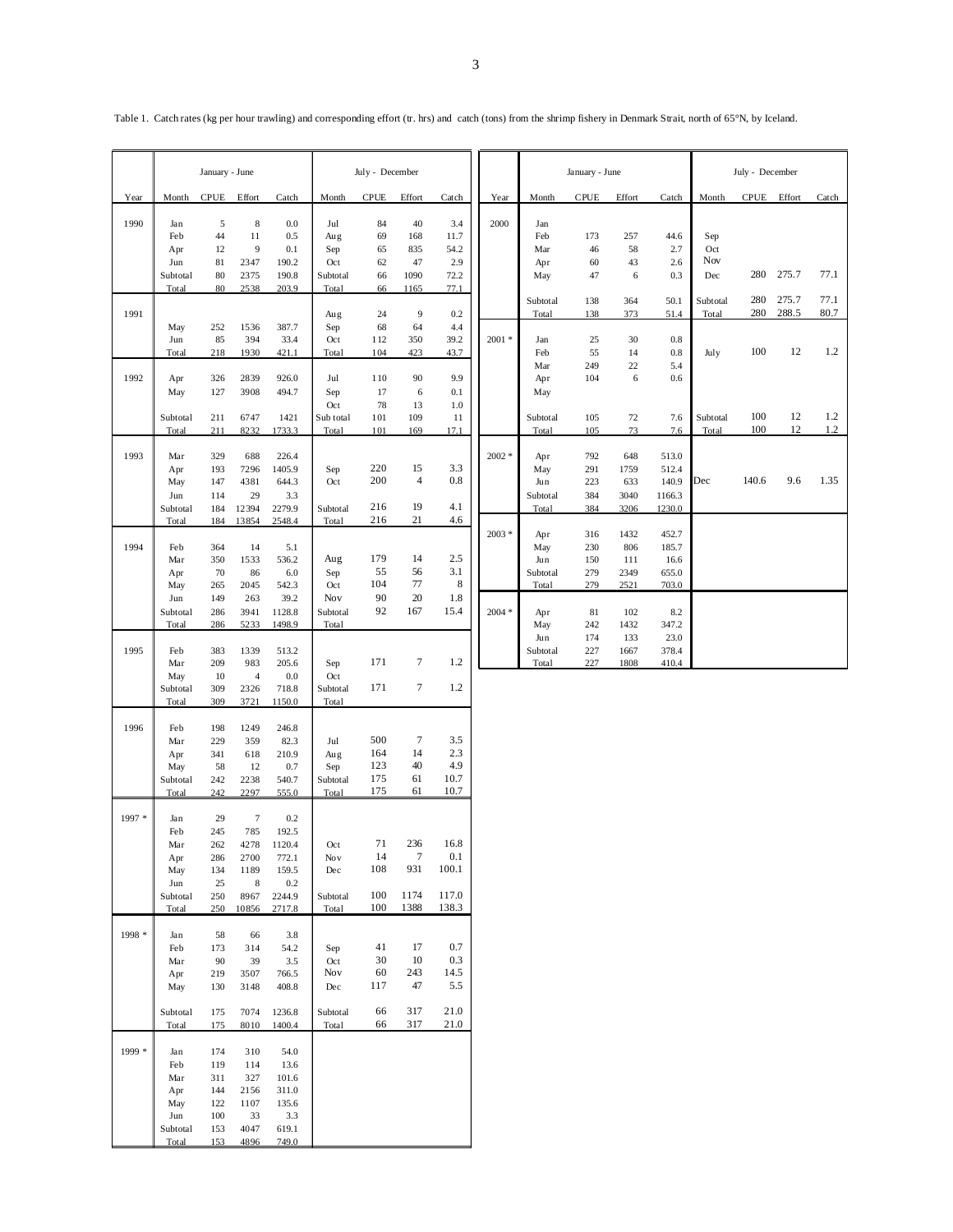Table 1. Catch rates (kg per hour trawling) and corresponding effort (tr. hrs) and catch (tons) from the shrimp fishery in Denmark Strait, north of 65°N, by Iceland.

| | January - June | | | | July - December | | | |
|---|---|---|---|---|---|---|---|---|
| Year | Month | CPUE | Effort | Catch | Month | CPUE | Effort | Catch |
| 1990 | Jan | 5 | 8 | 0.0 | Jul | 84 | 40 | 3.4 |
| | Feb | 44 | 11 | 0.5 | Aug | 69 | 168 | 11.7 |
| | Apr | 12 | 9 | 0.1 | Sep | 65 | 835 | 54.2 |
| | Jun | 81 | 2347 | 190.2 | Oct | 62 | 47 | 2.9 |
| | Subtotal | 80 | 2375 | 190.8 | Subtotal | 66 | 1090 | 72.2 |
| | Total | 80 | 2538 | 203.9 | Total | 66 | 1165 | 77.1 |
| 1991 | | | | | Aug | 24 | 9 | 0.2 |
| | May | 252 | 1536 | 387.7 | Sep | 68 | 64 | 4.4 |
| | Jun | 85 | 394 | 33.4 | Oct | 112 | 350 | 39.2 |
| | Total | 218 | 1930 | 421.1 | Total | 104 | 423 | 43.7 |
| 1992 | Apr | 326 | 2839 | 926.0 | Jul | 110 | 90 | 9.9 |
| | May | 127 | 3908 | 494.7 | Sep | 17 | 6 | 0.1 |
| | | | | | Oct | 78 | 13 | 1.0 |
| | Subtotal | 211 | 6747 | 1421 | Sub total | 101 | 109 | 11 |
| | Total | 211 | 8232 | 1733.3 | Total | 101 | 169 | 17.1 |
| 1993 | Mar | 329 | 688 | 226.4 | | | | |
| | Apr | 193 | 7296 | 1405.9 | Sep | 220 | 15 | 3.3 |
| | May | 147 | 4381 | 644.3 | Oct | 200 | 4 | 0.8 |
| | Jun | 114 | 29 | 3.3 | | | | |
| | Subtotal | 184 | 12394 | 2279.9 | Subtotal | 216 | 19 | 4.1 |
| | Total | 184 | 13854 | 2548.4 | Total | 216 | 21 | 4.6 |
| 1994 | Feb | 364 | 14 | 5.1 | | | | |
| | Mar | 350 | 1533 | 536.2 | Aug | 179 | 14 | 2.5 |
| | Apr | 70 | 86 | 6.0 | Sep | 55 | 56 | 3.1 |
| | May | 265 | 2045 | 542.3 | Oct | 104 | 77 | 8 |
| | Jun | 149 | 263 | 39.2 | Nov | 90 | 20 | 1.8 |
| | Subtotal | 286 | 3941 | 1128.8 | Subtotal | 92 | 167 | 15.4 |
| | Total | 286 | 5233 | 1498.9 | Total | | | |
| 1995 | Feb | 383 | 1339 | 513.2 | | | | |
| | Mar | 209 | 983 | 205.6 | Sep | 171 | 7 | 1.2 |
| | May | 10 | 4 | 0.0 | Oct | | | |
| | Subtotal | 309 | 2326 | 718.8 | Subtotal | 171 | 7 | 1.2 |
| | Total | 309 | 3721 | 1150.0 | Total | | | |
| 1996 | Feb | 198 | 1249 | 246.8 | | | | |
| | Mar | 229 | 359 | 82.3 | Jul | 500 | 7 | 3.5 |
| | Apr | 341 | 618 | 210.9 | Aug | 164 | 14 | 2.3 |
| | May | 58 | 12 | 0.7 | Sep | 123 | 40 | 4.9 |
| | Subtotal | 242 | 2238 | 540.7 | Subtotal | 175 | 61 | 10.7 |
| | Total | 242 | 2297 | 555.0 | Total | 175 | 61 | 10.7 |
| 1997 * | Jan | 29 | 7 | 0.2 | | | | |
| | Feb | 245 | 785 | 192.5 | | | | |
| | Mar | 262 | 4278 | 1120.4 | Oct | 71 | 236 | 16.8 |
| | Apr | 286 | 2700 | 772.1 | Nov | 14 | 7 | 0.1 |
| | May | 134 | 1189 | 159.5 | Dec | 108 | 931 | 100.1 |
| | Jun | 25 | 8 | 0.2 | | | | |
| | Subtotal | 250 | 8967 | 2244.9 | Subtotal | 100 | 1174 | 117.0 |
| | Total | 250 | 10856 | 2717.8 | Total | 100 | 1388 | 138.3 |
| 1998 * | Jan | 58 | 66 | 3.8 | | | | |
| | Feb | 173 | 314 | 54.2 | Sep | 41 | 17 | 0.7 |
| | Mar | 90 | 39 | 3.5 | Oct | 30 | 10 | 0.3 |
| | Apr | 219 | 3507 | 766.5 | Nov | 60 | 243 | 14.5 |
| | May | 130 | 3148 | 408.8 | Dec | 117 | 47 | 5.5 |
| | Subtotal | 175 | 7074 | 1236.8 | Subtotal | 66 | 317 | 21.0 |
| | Total | 175 | 8010 | 1400.4 | Total | 66 | 317 | 21.0 |
| 1999 * | Jan | 174 | 310 | 54.0 | | | | |
| | Feb | 119 | 114 | 13.6 | | | | |
| | Mar | 311 | 327 | 101.6 | | | | |
| | Apr | 144 | 2156 | 311.0 | | | | |
| | May | 122 | 1107 | 135.6 | | | | |
| | Jun | 100 | 33 | 3.3 | | | | |
| | Subtotal | 153 | 4047 | 619.1 | | | | |
| | Total | 153 | 4896 | 749.0 | | | | |
| 2000 | Jan | | | | | | | |
| | Feb | 173 | 257 | 44.6 | Sep | | | |
| | Mar | 46 | 58 | 2.7 | Oct | | | |
| | Apr | 60 | 43 | 2.6 | Nov | | | |
| | May | 47 | 6 | 0.3 | Dec | 280 | 275.7 | 77.1 |
| | Subtotal | 138 | 364 | 50.1 | Subtotal | 280 | 275.7 | 77.1 |
| | Total | 138 | 373 | 51.4 | Total | 280 | 288.5 | 80.7 |
| 2001 * | Jan | 25 | 30 | 0.8 | | | | |
| | Feb | 55 | 14 | 0.8 | July | 100 | 12 | 1.2 |
| | Mar | 249 | 22 | 5.4 | | | | |
| | Apr | 104 | 6 | 0.6 | | | | |
| | May | | | | | | | |
| | Subtotal | 105 | 72 | 7.6 | Subtotal | 100 | 12 | 1.2 |
| | Total | 105 | 73 | 7.6 | Total | 100 | 12 | 1.2 |
| 2002 * | Apr | 792 | 648 | 513.0 | | | | |
| | May | 291 | 1759 | 512.4 | | | | |
| | Jun | 223 | 633 | 140.9 | Dec | 140.6 | 9.6 | 1.35 |
| | Subtotal | 384 | 3040 | 1166.3 | | | | |
| | Total | 384 | 3206 | 1230.0 | | | | |
| 2003 * | Apr | 316 | 1432 | 452.7 | | | | |
| | May | 230 | 806 | 185.7 | | | | |
| | Jun | 150 | 111 | 16.6 | | | | |
| | Subtotal | 279 | 2349 | 655.0 | | | | |
| | Total | 279 | 2521 | 703.0 | | | | |
| 2004 * | Apr | 81 | 102 | 8.2 | | | | |
| | May | 242 | 1432 | 347.2 | | | | |
| | Jun | 174 | 133 | 23.0 | | | | |
| | Subtotal | 227 | 1667 | 378.4 | | | | |
| | Total | 227 | 1808 | 410.4 | | | | |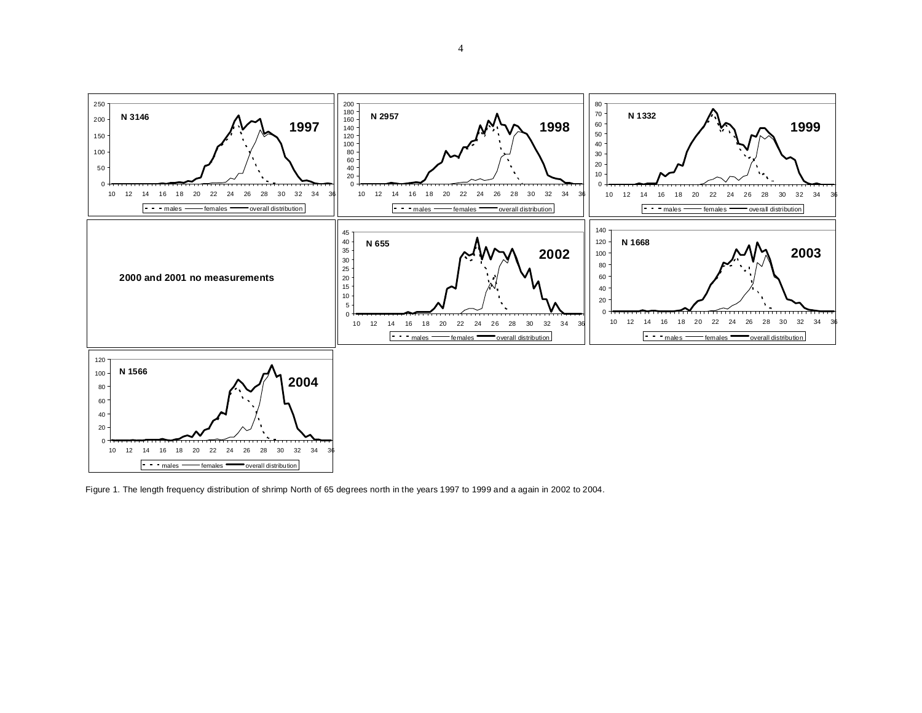250
200
150
100
50
0

N 3146

1997

10 12 14 16 18 20 22 24 26 28 30 32 34 36

males females overall distribution

200
180
160
140
120
100
80
60
40
20
0

N 2957

1998

10 12 14 16 18 20 22 24 26 28 30 32 34 36

males females overall distribution

80
70
60
50
40
30
20
10
0

N 1332

1999

10 12 14 16 18 20 22 24 26 28 30 32 34 36

males females overall distribution

2000 and 2001 no measurements

45
40
35
30
25
20
15
10
5
0

N 655

2002

10 12 14 16 18 20 22 24 26 28 30 32 34 36

males females overall distribution

140
120
100
80
60
40
20
0

N 1668

2003

10 12 14 16 18 20 22 24 26 28 30 32 34 36

males females overall distribution

120
100
80
60
40
20
0

N 1566

2004

10 12 14 16 18 20 22 24 26 28 30 32 34 36

males females overall distribution

Figure 1. The length frequency distribution of shrimp North of 65 degrees north in the years 1997 to 1999 and a again in 2002 to 2004.